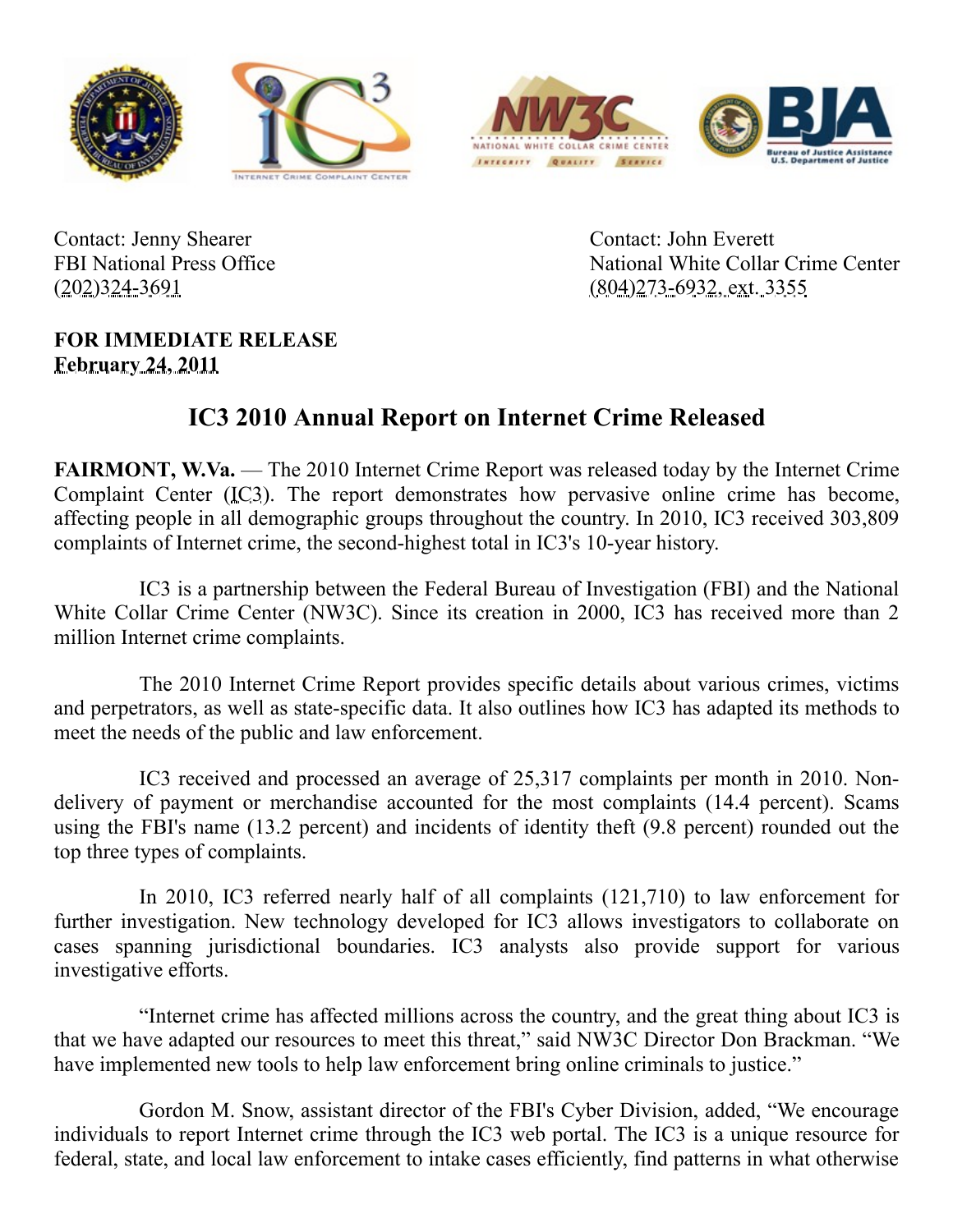Contact: Jenny Shearer
FBI National Press Office
(202)324-3691

Contact: John Everett
National White Collar Crime Center
(804)273-6932, ext. 3355

**FOR IMMEDIATE RELEASE**
**February 24, 2011**

## IC3 2010 Annual Report on Internet Crime Released

**FAIRMONT, W.Va.** — The 2010 Internet Crime Report was released today by the Internet Crime Complaint Center (IC3). The report demonstrates how pervasive online crime has become, affecting people in all demographic groups throughout the country. In 2010, IC3 received 303,809 complaints of Internet crime, the second-highest total in IC3's 10-year history.

IC3 is a partnership between the Federal Bureau of Investigation (FBI) and the National White Collar Crime Center (NW3C). Since its creation in 2000, IC3 has received more than 2 million Internet crime complaints.

The 2010 Internet Crime Report provides specific details about various crimes, victims and perpetrators, as well as state-specific data. It also outlines how IC3 has adapted its methods to meet the needs of the public and law enforcement.

IC3 received and processed an average of 25,317 complaints per month in 2010. Non-delivery of payment or merchandise accounted for the most complaints (14.4 percent). Scams using the FBI's name (13.2 percent) and incidents of identity theft (9.8 percent) rounded out the top three types of complaints.

In 2010, IC3 referred nearly half of all complaints (121,710) to law enforcement for further investigation. New technology developed for IC3 allows investigators to collaborate on cases spanning jurisdictional boundaries. IC3 analysts also provide support for various investigative efforts.

"Internet crime has affected millions across the country, and the great thing about IC3 is that we have adapted our resources to meet this threat," said NW3C Director Don Brackman. "We have implemented new tools to help law enforcement bring online criminals to justice."

Gordon M. Snow, assistant director of the FBI's Cyber Division, added, "We encourage individuals to report Internet crime through the IC3 web portal. The IC3 is a unique resource for federal, state, and local law enforcement to intake cases efficiently, find patterns in what otherwise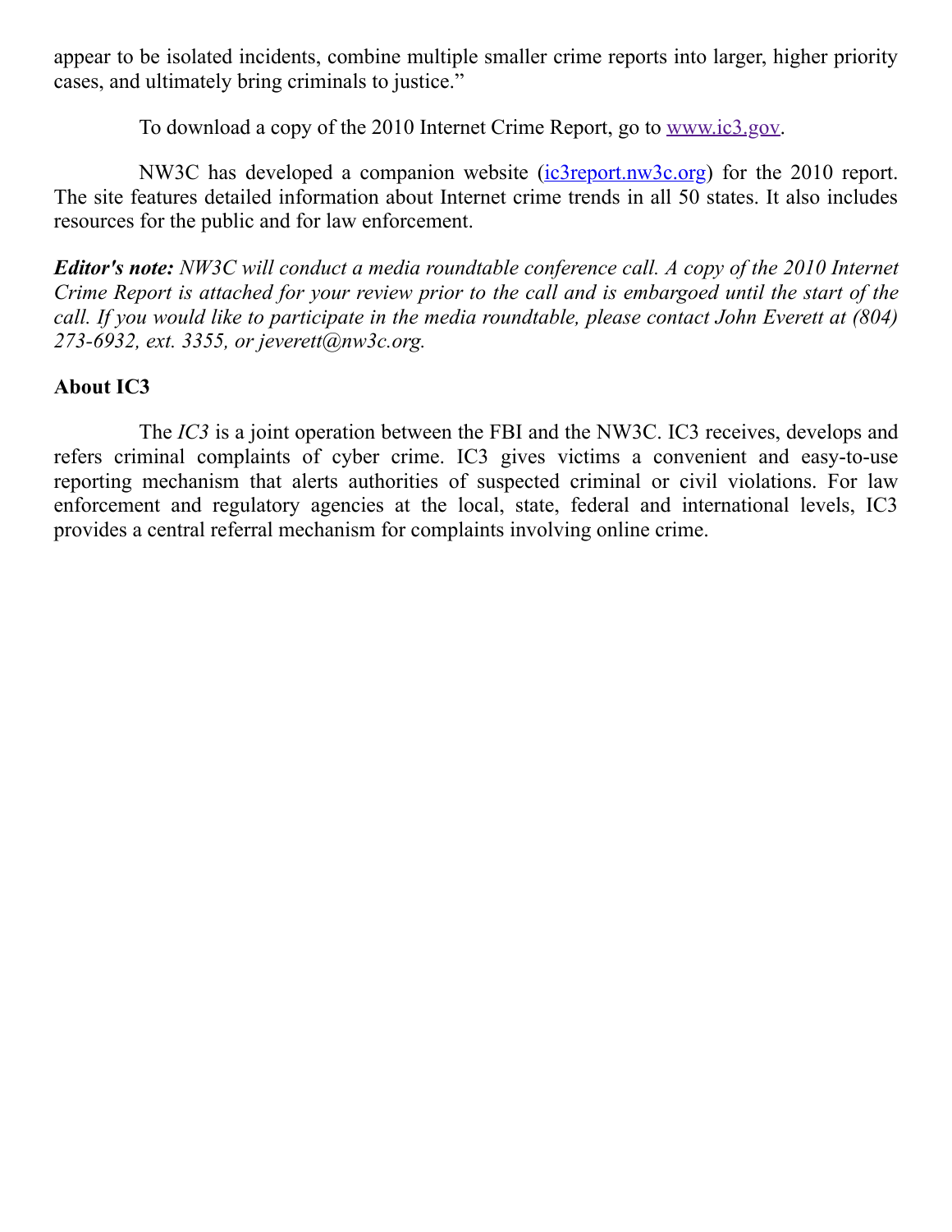appear to be isolated incidents, combine multiple smaller crime reports into larger, higher priority cases, and ultimately bring criminals to justice."

To download a copy of the 2010 Internet Crime Report, go to www.ic3.gov.

NW3C has developed a companion website (ic3report.nw3c.org) for the 2010 report. The site features detailed information about Internet crime trends in all 50 states. It also includes resources for the public and for law enforcement.

***Editor's note:*** *NW3C will conduct a media roundtable conference call. A copy of the 2010 Internet Crime Report is attached for your review prior to the call and is embargoed until the start of the call. If you would like to participate in the media roundtable, please contact John Everett at (804) 273-6932, ext. 3355, or jeverett@nw3c.org.*

**About IC3**

The *IC3* is a joint operation between the FBI and the NW3C. IC3 receives, develops and refers criminal complaints of cyber crime. IC3 gives victims a convenient and easy-to-use reporting mechanism that alerts authorities of suspected criminal or civil violations. For law enforcement and regulatory agencies at the local, state, federal and international levels, IC3 provides a central referral mechanism for complaints involving online crime.